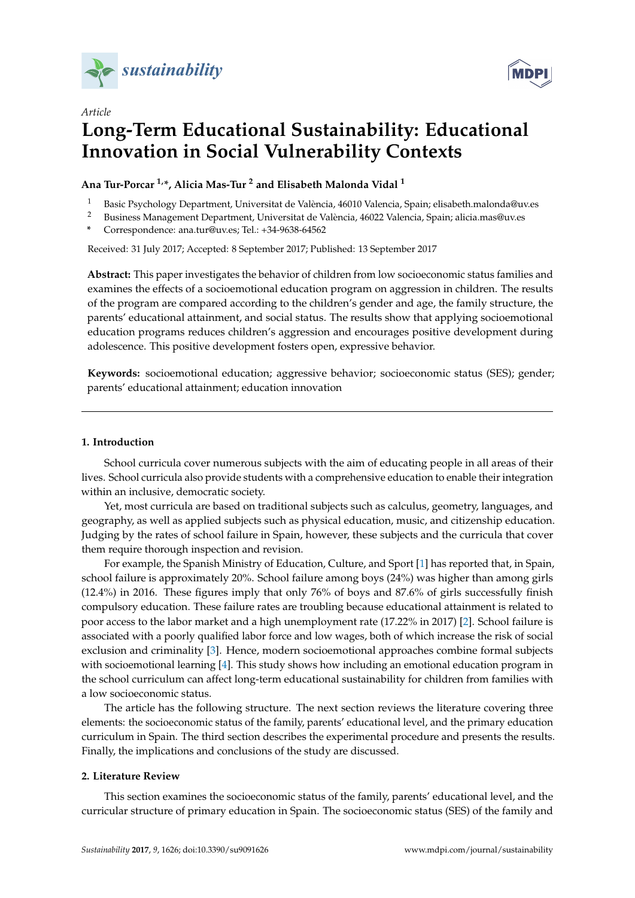*Article*

# Long-Term Educational Sustainability: Educational Innovation in Social Vulnerability Contexts

**Ana Tur-Porcar [1,*], Alicia Mas-Tur [2] and Elisabeth Malonda Vidal [1]**

[1] Basic Psychology Department, Universitat de València, 46010 Valencia, Spain; elisabeth.malonda@uv.es

[2] Business Management Department, Universitat de València, 46022 Valencia, Spain; alicia.mas@uv.es

\* Correspondence: ana.tur@uv.es; Tel.: +34-9638-64562

Received: 31 July 2017; Accepted: 8 September 2017; Published: 13 September 2017

**Abstract:** This paper investigates the behavior of children from low socioeconomic status families and examines the effects of a socioemotional education program on aggression in children. The results of the program are compared according to the children's gender and age, the family structure, the parents' educational attainment, and social status. The results show that applying socioemotional education programs reduces children's aggression and encourages positive development during adolescence. This positive development fosters open, expressive behavior.

**Keywords:** socioemotional education; aggressive behavior; socioeconomic status (SES); gender; parents' educational attainment; education innovation

## 1. Introduction

School curricula cover numerous subjects with the aim of educating people in all areas of their lives. School curricula also provide students with a comprehensive education to enable their integration within an inclusive, democratic society.

Yet, most curricula are based on traditional subjects such as calculus, geometry, languages, and geography, as well as applied subjects such as physical education, music, and citizenship education. Judging by the rates of school failure in Spain, however, these subjects and the curricula that cover them require thorough inspection and revision.

For example, the Spanish Ministry of Education, Culture, and Sport [1] has reported that, in Spain, school failure is approximately 20%. School failure among boys (24%) was higher than among girls (12.4%) in 2016. These figures imply that only 76% of boys and 87.6% of girls successfully finish compulsory education. These failure rates are troubling because educational attainment is related to poor access to the labor market and a high unemployment rate (17.22% in 2017) [2]. School failure is associated with a poorly qualified labor force and low wages, both of which increase the risk of social exclusion and criminality [3]. Hence, modern socioemotional approaches combine formal subjects with socioemotional learning [4]. This study shows how including an emotional education program in the school curriculum can affect long-term educational sustainability for children from families with a low socioeconomic status.

The article has the following structure. The next section reviews the literature covering three elements: the socioeconomic status of the family, parents' educational level, and the primary education curriculum in Spain. The third section describes the experimental procedure and presents the results. Finally, the implications and conclusions of the study are discussed.

## 2. Literature Review

This section examines the socioeconomic status of the family, parents' educational level, and the curricular structure of primary education in Spain. The socioeconomic status (SES) of the family and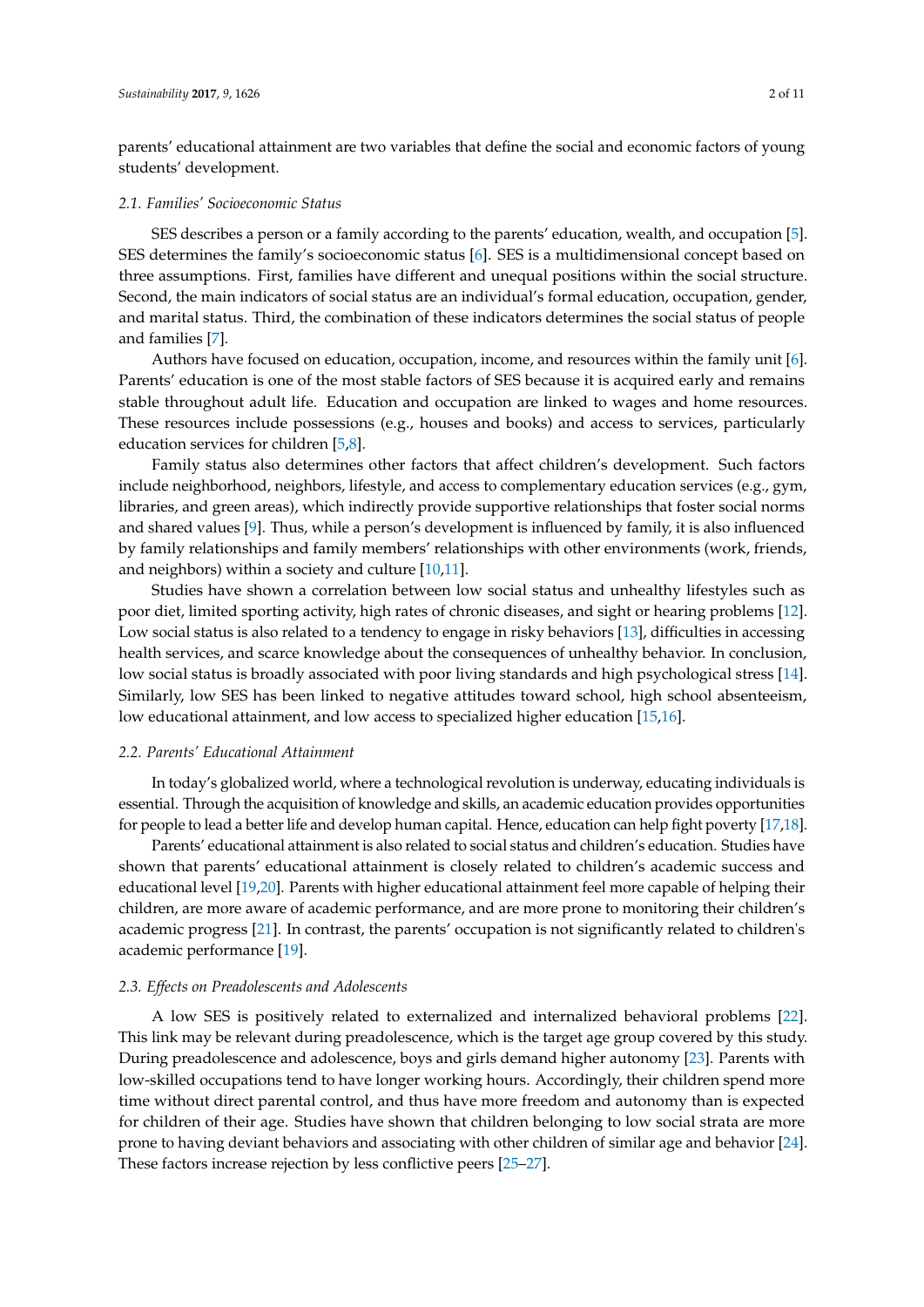parents' educational attainment are two variables that define the social and economic factors of young students' development.

### *2.1. Families' Socioeconomic Status*

SES describes a person or a family according to the parents' education, wealth, and occupation [5]. SES determines the family's socioeconomic status [6]. SES is a multidimensional concept based on three assumptions. First, families have different and unequal positions within the social structure. Second, the main indicators of social status are an individual's formal education, occupation, gender, and marital status. Third, the combination of these indicators determines the social status of people and families [7].

Authors have focused on education, occupation, income, and resources within the family unit [6]. Parents' education is one of the most stable factors of SES because it is acquired early and remains stable throughout adult life. Education and occupation are linked to wages and home resources. These resources include possessions (e.g., houses and books) and access to services, particularly education services for children [5,8].

Family status also determines other factors that affect children's development. Such factors include neighborhood, neighbors, lifestyle, and access to complementary education services (e.g., gym, libraries, and green areas), which indirectly provide supportive relationships that foster social norms and shared values [9]. Thus, while a person's development is influenced by family, it is also influenced by family relationships and family members' relationships with other environments (work, friends, and neighbors) within a society and culture [10,11].

Studies have shown a correlation between low social status and unhealthy lifestyles such as poor diet, limited sporting activity, high rates of chronic diseases, and sight or hearing problems [12]. Low social status is also related to a tendency to engage in risky behaviors [13], difficulties in accessing health services, and scarce knowledge about the consequences of unhealthy behavior. In conclusion, low social status is broadly associated with poor living standards and high psychological stress [14]. Similarly, low SES has been linked to negative attitudes toward school, high school absenteeism, low educational attainment, and low access to specialized higher education [15,16].

### *2.2. Parents' Educational Attainment*

In today's globalized world, where a technological revolution is underway, educating individuals is essential. Through the acquisition of knowledge and skills, an academic education provides opportunities for people to lead a better life and develop human capital. Hence, education can help fight poverty [17,18].

Parents' educational attainment is also related to social status and children's education. Studies have shown that parents' educational attainment is closely related to children's academic success and educational level [19,20]. Parents with higher educational attainment feel more capable of helping their children, are more aware of academic performance, and are more prone to monitoring their children's academic progress [21]. In contrast, the parents' occupation is not significantly related to children's academic performance [19].

### *2.3. Effects on Preadolescents and Adolescents*

A low SES is positively related to externalized and internalized behavioral problems [22]. This link may be relevant during preadolescence, which is the target age group covered by this study. During preadolescence and adolescence, boys and girls demand higher autonomy [23]. Parents with low-skilled occupations tend to have longer working hours. Accordingly, their children spend more time without direct parental control, and thus have more freedom and autonomy than is expected for children of their age. Studies have shown that children belonging to low social strata are more prone to having deviant behaviors and associating with other children of similar age and behavior [24]. These factors increase rejection by less conflictive peers [25–27].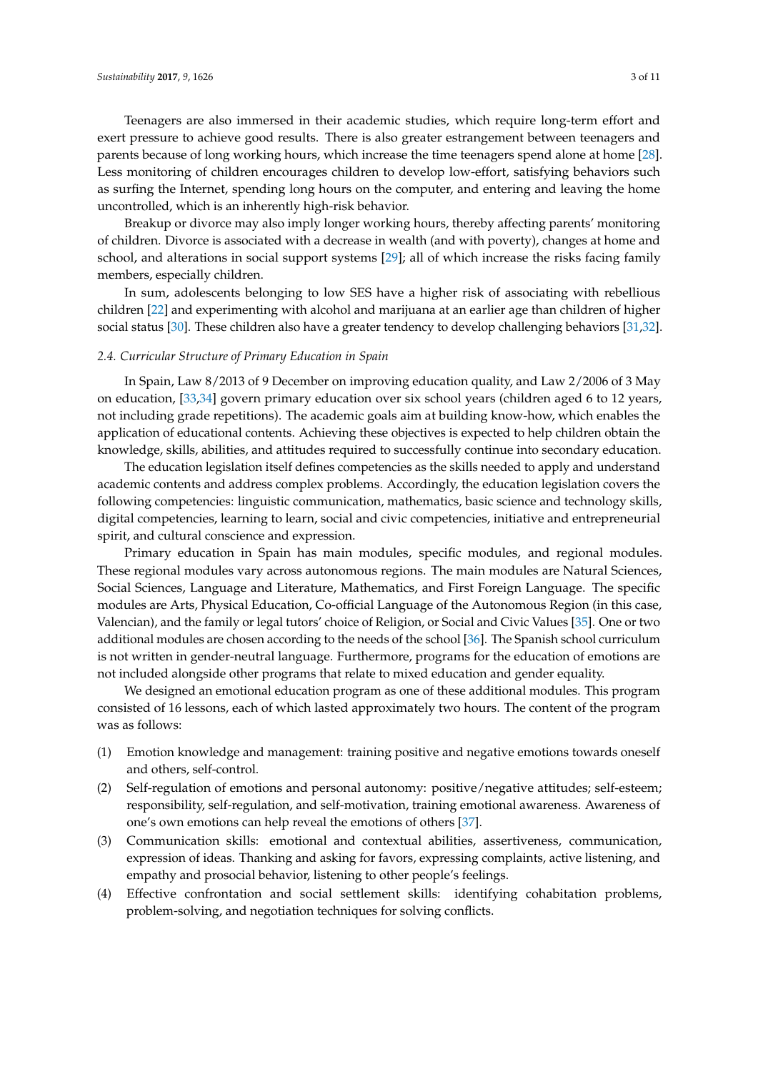Teenagers are also immersed in their academic studies, which require long-term effort and exert pressure to achieve good results. There is also greater estrangement between teenagers and parents because of long working hours, which increase the time teenagers spend alone at home [28]. Less monitoring of children encourages children to develop low-effort, satisfying behaviors such as surfing the Internet, spending long hours on the computer, and entering and leaving the home uncontrolled, which is an inherently high-risk behavior.

Breakup or divorce may also imply longer working hours, thereby affecting parents' monitoring of children. Divorce is associated with a decrease in wealth (and with poverty), changes at home and school, and alterations in social support systems [29]; all of which increase the risks facing family members, especially children.

In sum, adolescents belonging to low SES have a higher risk of associating with rebellious children [22] and experimenting with alcohol and marijuana at an earlier age than children of higher social status [30]. These children also have a greater tendency to develop challenging behaviors [31,32].

### *2.4. Curricular Structure of Primary Education in Spain*

In Spain, Law 8/2013 of 9 December on improving education quality, and Law 2/2006 of 3 May on education, [33,34] govern primary education over six school years (children aged 6 to 12 years, not including grade repetitions). The academic goals aim at building know-how, which enables the application of educational contents. Achieving these objectives is expected to help children obtain the knowledge, skills, abilities, and attitudes required to successfully continue into secondary education.

The education legislation itself defines competencies as the skills needed to apply and understand academic contents and address complex problems. Accordingly, the education legislation covers the following competencies: linguistic communication, mathematics, basic science and technology skills, digital competencies, learning to learn, social and civic competencies, initiative and entrepreneurial spirit, and cultural conscience and expression.

Primary education in Spain has main modules, specific modules, and regional modules. These regional modules vary across autonomous regions. The main modules are Natural Sciences, Social Sciences, Language and Literature, Mathematics, and First Foreign Language. The specific modules are Arts, Physical Education, Co-official Language of the Autonomous Region (in this case, Valencian), and the family or legal tutors' choice of Religion, or Social and Civic Values [35]. One or two additional modules are chosen according to the needs of the school [36]. The Spanish school curriculum is not written in gender-neutral language. Furthermore, programs for the education of emotions are not included alongside other programs that relate to mixed education and gender equality.

We designed an emotional education program as one of these additional modules. This program consisted of 16 lessons, each of which lasted approximately two hours. The content of the program was as follows:

(1) Emotion knowledge and management: training positive and negative emotions towards oneself and others, self-control.
(2) Self-regulation of emotions and personal autonomy: positive/negative attitudes; self-esteem; responsibility, self-regulation, and self-motivation, training emotional awareness. Awareness of one's own emotions can help reveal the emotions of others [37].
(3) Communication skills: emotional and contextual abilities, assertiveness, communication, expression of ideas. Thanking and asking for favors, expressing complaints, active listening, and empathy and prosocial behavior, listening to other people's feelings.
(4) Effective confrontation and social settlement skills: identifying cohabitation problems, problem-solving, and negotiation techniques for solving conflicts.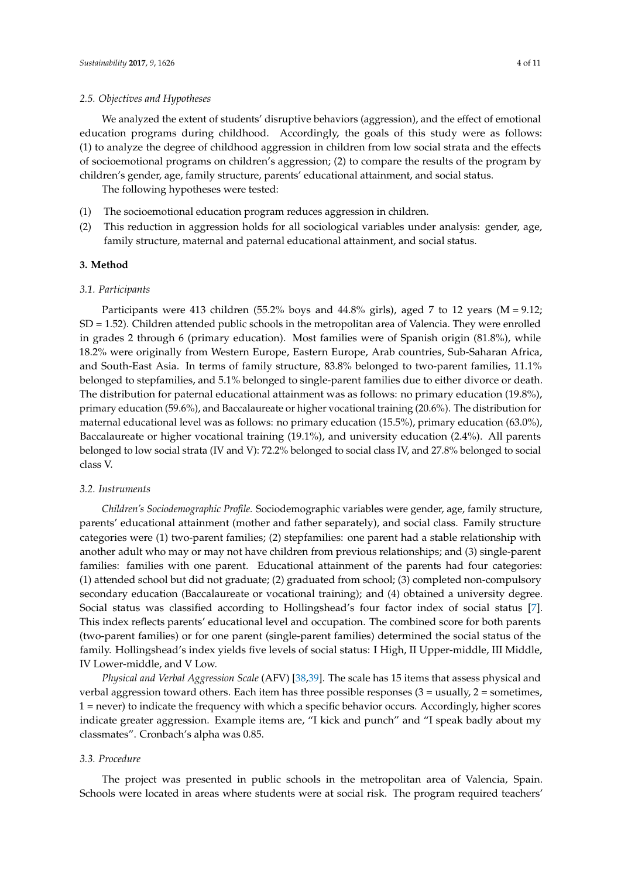### 2.5. Objectives and Hypotheses

We analyzed the extent of students' disruptive behaviors (aggression), and the effect of emotional education programs during childhood. Accordingly, the goals of this study were as follows: (1) to analyze the degree of childhood aggression in children from low social strata and the effects of socioemotional programs on children's aggression; (2) to compare the results of the program by children's gender, age, family structure, parents' educational attainment, and social status.

The following hypotheses were tested:

(1) The socioemotional education program reduces aggression in children.
(2) This reduction in aggression holds for all sociological variables under analysis: gender, age, family structure, maternal and paternal educational attainment, and social status.

## 3. Method

### 3.1. Participants

Participants were 413 children (55.2% boys and 44.8% girls), aged 7 to 12 years ($M = 9.12$; $SD = 1.52$). Children attended public schools in the metropolitan area of Valencia. They were enrolled in grades 2 through 6 (primary education). Most families were of Spanish origin (81.8%), while 18.2% were originally from Western Europe, Eastern Europe, Arab countries, Sub-Saharan Africa, and South-East Asia. In terms of family structure, 83.8% belonged to two-parent families, 11.1% belonged to stepfamilies, and 5.1% belonged to single-parent families due to either divorce or death. The distribution for paternal educational attainment was as follows: no primary education (19.8%), primary education (59.6%), and Baccalaureate or higher vocational training (20.6%). The distribution for maternal educational level was as follows: no primary education (15.5%), primary education (63.0%), Baccalaureate or higher vocational training (19.1%), and university education (2.4%). All parents belonged to low social strata (IV and V): 72.2% belonged to social class IV, and 27.8% belonged to social class V.

### 3.2. Instruments

*Children's Sociodemographic Profile.* Sociodemographic variables were gender, age, family structure, parents' educational attainment (mother and father separately), and social class. Family structure categories were (1) two-parent families; (2) stepfamilies: one parent had a stable relationship with another adult who may or may not have children from previous relationships; and (3) single-parent families: families with one parent. Educational attainment of the parents had four categories: (1) attended school but did not graduate; (2) graduated from school; (3) completed non-compulsory secondary education (Baccalaureate or vocational training); and (4) obtained a university degree. Social status was classified according to Hollingshead's four factor index of social status [7]. This index reflects parents' educational level and occupation. The combined score for both parents (two-parent families) or for one parent (single-parent families) determined the social status of the family. Hollingshead's index yields five levels of social status: I High, II Upper-middle, III Middle, IV Lower-middle, and V Low.

*Physical and Verbal Aggression Scale* (AFV) [38,39]. The scale has 15 items that assess physical and verbal aggression toward others. Each item has three possible responses (3 = usually, 2 = sometimes, 1 = never) to indicate the frequency with which a specific behavior occurs. Accordingly, higher scores indicate greater aggression. Example items are, "I kick and punch" and "I speak badly about my classmates". Cronbach's alpha was 0.85.

### 3.3. Procedure

The project was presented in public schools in the metropolitan area of Valencia, Spain. Schools were located in areas where students were at social risk. The program required teachers'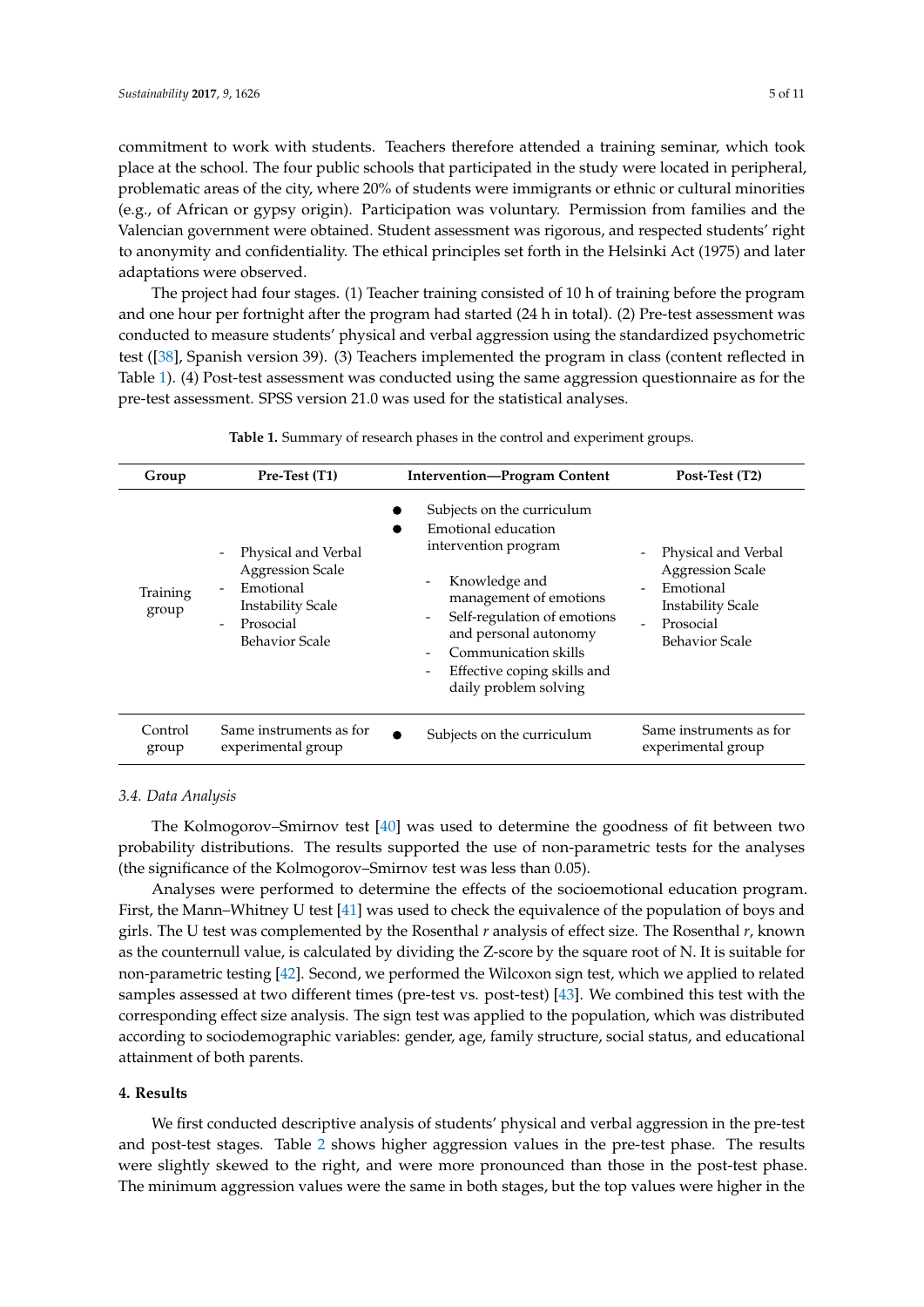commitment to work with students. Teachers therefore attended a training seminar, which took place at the school. The four public schools that participated in the study were located in peripheral, problematic areas of the city, where 20% of students were immigrants or ethnic or cultural minorities (e.g., of African or gypsy origin). Participation was voluntary. Permission from families and the Valencian government were obtained. Student assessment was rigorous, and respected students' right to anonymity and confidentiality. The ethical principles set forth in the Helsinki Act (1975) and later adaptations were observed.

The project had four stages. (1) Teacher training consisted of 10 h of training before the program and one hour per fortnight after the program had started (24 h in total). (2) Pre-test assessment was conducted to measure students' physical and verbal aggression using the standardized psychometric test ([38], Spanish version 39). (3) Teachers implemented the program in class (content reflected in Table 1). (4) Post-test assessment was conducted using the same aggression questionnaire as for the pre-test assessment. SPSS version 21.0 was used for the statistical analyses.

**Table 1.** Summary of research phases in the control and experiment groups.

| Group | Pre-Test (T1) | Intervention—Program Content | Post-Test (T2) |
|---|---|---|---|
| Training group | - Physical and Verbal Aggression Scale<br>- Emotional Instability Scale<br>- Prosocial Behavior Scale | ● Subjects on the curriculum<br>● Emotional education intervention program<br>- Knowledge and management of emotions<br>- Self-regulation of emotions and personal autonomy<br>- Communication skills<br>- Effective coping skills and daily problem solving | - Physical and Verbal Aggression Scale<br>- Emotional Instability Scale<br>- Prosocial Behavior Scale |
| Control group | Same instruments as for experimental group | ● Subjects on the curriculum | Same instruments as for experimental group |

### 3.4. Data Analysis

The Kolmogorov–Smirnov test [40] was used to determine the goodness of fit between two probability distributions. The results supported the use of non-parametric tests for the analyses (the significance of the Kolmogorov–Smirnov test was less than 0.05).

Analyses were performed to determine the effects of the socioemotional education program. First, the Mann–Whitney U test [41] was used to check the equivalence of the population of boys and girls. The U test was complemented by the Rosenthal $r$ analysis of effect size. The Rosenthal $r$, known as the counternull value, is calculated by dividing the Z-score by the square root of N. It is suitable for non-parametric testing [42]. Second, we performed the Wilcoxon sign test, which we applied to related samples assessed at two different times (pre-test vs. post-test) [43]. We combined this test with the corresponding effect size analysis. The sign test was applied to the population, which was distributed according to sociodemographic variables: gender, age, family structure, social status, and educational attainment of both parents.

## 4. Results

We first conducted descriptive analysis of students' physical and verbal aggression in the pre-test and post-test stages. Table 2 shows higher aggression values in the pre-test phase. The results were slightly skewed to the right, and were more pronounced than those in the post-test phase. The minimum aggression values were the same in both stages, but the top values were higher in the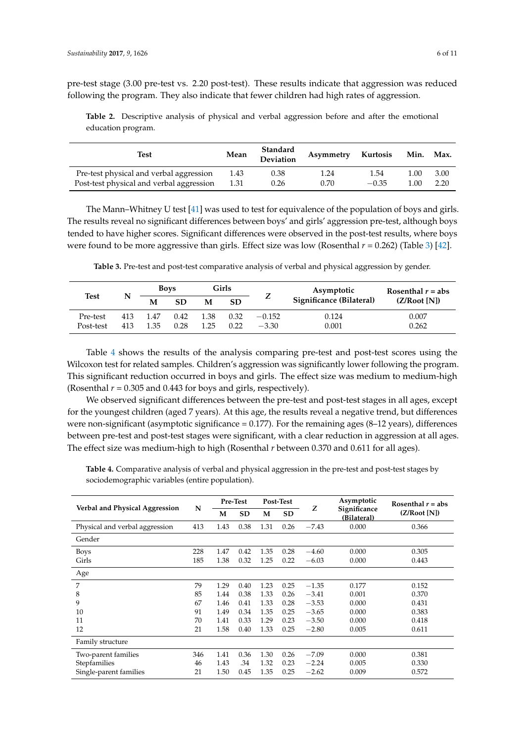pre-test stage (3.00 pre-test vs. 2.20 post-test). These results indicate that aggression was reduced following the program. They also indicate that fewer children had high rates of aggression.

**Table 2.** Descriptive analysis of physical and verbal aggression before and after the emotional education program.

| Test | Mean | Standard Deviation | Asymmetry | Kurtosis | Min. | Max. |
|---|---|---|---|---|---|---|
| Pre-test physical and verbal aggression | 1.43 | 0.38 | 1.24 | 1.54 | 1.00 | 3.00 |
| Post-test physical and verbal aggression | 1.31 | 0.26 | 0.70 | −0.35 | 1.00 | 2.20 |

The Mann–Whitney U test [41] was used to test for equivalence of the population of boys and girls. The results reveal no significant differences between boys' and girls' aggression pre-test, although boys tended to have higher scores. Significant differences were observed in the post-test results, where boys were found to be more aggressive than girls. Effect size was low (Rosenthal $r = 0.262$) (Table 3) [42].

**Table 3.** Pre-test and post-test comparative analysis of verbal and physical aggression by gender.

| Test | N | Boys | | Girls | | Z | Asymptotic Significance (Bilateral) | Rosenthal $r$ = abs (Z/Root [N]) |
|---|---|---|---|---|---|---|---|---|
| | | M | SD | M | SD | | | |
| Pre-test | 413 | 1.47 | 0.42 | 1.38 | 0.32 | −0.152 | 0.124 | 0.007 |
| Post-test | 413 | 1.35 | 0.28 | 1.25 | 0.22 | −3.30 | 0.001 | 0.262 |

Table 4 shows the results of the analysis comparing pre-test and post-test scores using the Wilcoxon test for related samples. Children's aggression was significantly lower following the program. This significant reduction occurred in boys and girls. The effect size was medium to medium-high (Rosenthal $r = 0.305$ and 0.443 for boys and girls, respectively).

We observed significant differences between the pre-test and post-test stages in all ages, except for the youngest children (aged 7 years). At this age, the results reveal a negative trend, but differences were non-significant (asymptotic significance = 0.177). For the remaining ages (8–12 years), differences between pre-test and post-test stages were significant, with a clear reduction in aggression at all ages. The effect size was medium-high to high (Rosenthal $r$ between 0.370 and 0.611 for all ages).

**Table 4.** Comparative analysis of verbal and physical aggression in the pre-test and post-test stages by sociodemographic variables (entire population).

| Verbal and Physical Aggression | N | Pre-Test | | Post-Test | | Z | Asymptotic Significance (Bilateral) | Rosenthal $r$ = abs (Z/Root [N]) |
|---|---|---|---|---|---|---|---|---|
| | | M | SD | M | SD | | | |
| Physical and verbal aggression | 413 | 1.43 | 0.38 | 1.31 | 0.26 | −7.43 | 0.000 | 0.366 |
| Gender | | | | | | | | |
| Boys | 228 | 1.47 | 0.42 | 1.35 | 0.28 | −4.60 | 0.000 | 0.305 |
| Girls | 185 | 1.38 | 0.32 | 1.25 | 0.22 | −6.03 | 0.000 | 0.443 |
| Age | | | | | | | | |
| 7 | 79 | 1.29 | 0.40 | 1.23 | 0.25 | −1.35 | 0.177 | 0.152 |
| 8 | 85 | 1.44 | 0.38 | 1.33 | 0.26 | −3.41 | 0.001 | 0.370 |
| 9 | 67 | 1.46 | 0.41 | 1.33 | 0.28 | −3.53 | 0.000 | 0.431 |
| 10 | 91 | 1.49 | 0.34 | 1.35 | 0.25 | −3.65 | 0.000 | 0.383 |
| 11 | 70 | 1.41 | 0.33 | 1.29 | 0.23 | −3.50 | 0.000 | 0.418 |
| 12 | 21 | 1.58 | 0.40 | 1.33 | 0.25 | −2.80 | 0.005 | 0.611 |
| Family structure | | | | | | | | |
| Two-parent families | 346 | 1.41 | 0.36 | 1.30 | 0.26 | −7.09 | 0.000 | 0.381 |
| Stepfamilies | 46 | 1.43 | .34 | 1.32 | 0.23 | −2.24 | 0.005 | 0.330 |
| Single-parent families | 21 | 1.50 | 0.45 | 1.35 | 0.25 | −2.62 | 0.009 | 0.572 |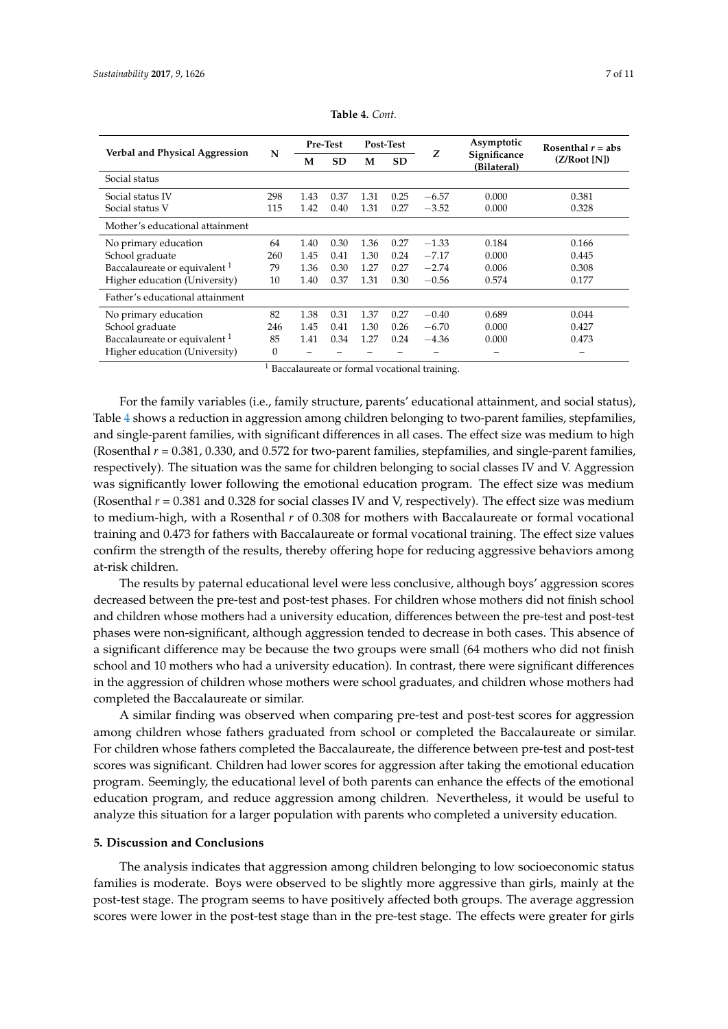**Table 4.** *Cont.*

| Verbal and Physical Aggression | N | Pre-Test | | Post-Test | | Z | Asymptotic Significance (Bilateral) | Rosenthal $r$ = abs (Z/Root [N]) |
|---|---|---|---|---|---|---|---|---|
| | | M | SD | M | SD | | | |
| Social status | | | | | | | | |
| Social status IV | 298 | 1.43 | 0.37 | 1.31 | 0.25 | −6.57 | 0.000 | 0.381 |
| Social status V | 115 | 1.42 | 0.40 | 1.31 | 0.27 | −3.52 | 0.000 | 0.328 |
| Mother's educational attainment | | | | | | | | |
| No primary education | 64 | 1.40 | 0.30 | 1.36 | 0.27 | −1.33 | 0.184 | 0.166 |
| School graduate | 260 | 1.45 | 0.41 | 1.30 | 0.24 | −7.17 | 0.000 | 0.445 |
| Baccalaureate or equivalent [1] | 79 | 1.36 | 0.30 | 1.27 | 0.27 | −2.74 | 0.006 | 0.308 |
| Higher education (University) | 10 | 1.40 | 0.37 | 1.31 | 0.30 | −0.56 | 0.574 | 0.177 |
| Father's educational attainment | | | | | | | | |
| No primary education | 82 | 1.38 | 0.31 | 1.37 | 0.27 | −0.40 | 0.689 | 0.044 |
| School graduate | 246 | 1.45 | 0.41 | 1.30 | 0.26 | −6.70 | 0.000 | 0.427 |
| Baccalaureate or equivalent [1] | 85 | 1.41 | 0.34 | 1.27 | 0.24 | −4.36 | 0.000 | 0.473 |
| Higher education (University) | 0 | – | – | – | – | – | – | – |

[1] Baccalaureate or formal vocational training.

For the family variables (i.e., family structure, parents' educational attainment, and social status), Table 4 shows a reduction in aggression among children belonging to two-parent families, stepfamilies, and single-parent families, with significant differences in all cases. The effect size was medium to high (Rosenthal $r$ = 0.381, 0.330, and 0.572 for two-parent families, stepfamilies, and single-parent families, respectively). The situation was the same for children belonging to social classes IV and V. Aggression was significantly lower following the emotional education program. The effect size was medium (Rosenthal $r$ = 0.381 and 0.328 for social classes IV and V, respectively). The effect size was medium to medium-high, with a Rosenthal $r$ of 0.308 for mothers with Baccalaureate or formal vocational training and 0.473 for fathers with Baccalaureate or formal vocational training. The effect size values confirm the strength of the results, thereby offering hope for reducing aggressive behaviors among at-risk children.

The results by paternal educational level were less conclusive, although boys' aggression scores decreased between the pre-test and post-test phases. For children whose mothers did not finish school and children whose mothers had a university education, differences between the pre-test and post-test phases were non-significant, although aggression tended to decrease in both cases. This absence of a significant difference may be because the two groups were small (64 mothers who did not finish school and 10 mothers who had a university education). In contrast, there were significant differences in the aggression of children whose mothers were school graduates, and children whose mothers had completed the Baccalaureate or similar.

A similar finding was observed when comparing pre-test and post-test scores for aggression among children whose fathers graduated from school or completed the Baccalaureate or similar. For children whose fathers completed the Baccalaureate, the difference between pre-test and post-test scores was significant. Children had lower scores for aggression after taking the emotional education program. Seemingly, the educational level of both parents can enhance the effects of the emotional education program, and reduce aggression among children. Nevertheless, it would be useful to analyze this situation for a larger population with parents who completed a university education.

## 5. Discussion and Conclusions

The analysis indicates that aggression among children belonging to low socioeconomic status families is moderate. Boys were observed to be slightly more aggressive than girls, mainly at the post-test stage. The program seems to have positively affected both groups. The average aggression scores were lower in the post-test stage than in the pre-test stage. The effects were greater for girls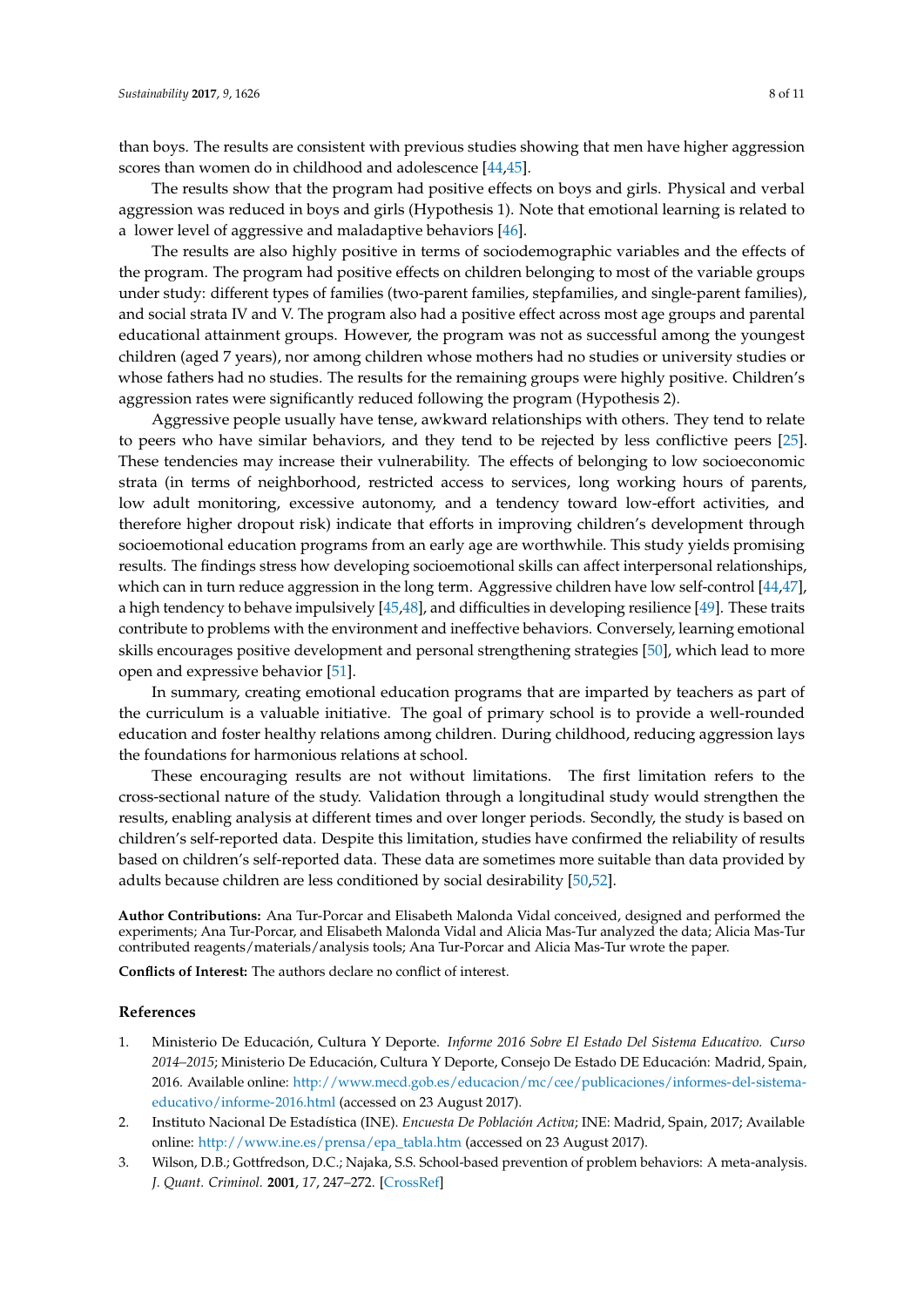than boys. The results are consistent with previous studies showing that men have higher aggression scores than women do in childhood and adolescence [44,45].

The results show that the program had positive effects on boys and girls. Physical and verbal aggression was reduced in boys and girls (Hypothesis 1). Note that emotional learning is related to a lower level of aggressive and maladaptive behaviors [46].

The results are also highly positive in terms of sociodemographic variables and the effects of the program. The program had positive effects on children belonging to most of the variable groups under study: different types of families (two-parent families, stepfamilies, and single-parent families), and social strata IV and V. The program also had a positive effect across most age groups and parental educational attainment groups. However, the program was not as successful among the youngest children (aged 7 years), nor among children whose mothers had no studies or university studies or whose fathers had no studies. The results for the remaining groups were highly positive. Children's aggression rates were significantly reduced following the program (Hypothesis 2).

Aggressive people usually have tense, awkward relationships with others. They tend to relate to peers who have similar behaviors, and they tend to be rejected by less conflictive peers [25]. These tendencies may increase their vulnerability. The effects of belonging to low socioeconomic strata (in terms of neighborhood, restricted access to services, long working hours of parents, low adult monitoring, excessive autonomy, and a tendency toward low-effort activities, and therefore higher dropout risk) indicate that efforts in improving children's development through socioemotional education programs from an early age are worthwhile. This study yields promising results. The findings stress how developing socioemotional skills can affect interpersonal relationships, which can in turn reduce aggression in the long term. Aggressive children have low self-control [44,47], a high tendency to behave impulsively [45,48], and difficulties in developing resilience [49]. These traits contribute to problems with the environment and ineffective behaviors. Conversely, learning emotional skills encourages positive development and personal strengthening strategies [50], which lead to more open and expressive behavior [51].

In summary, creating emotional education programs that are imparted by teachers as part of the curriculum is a valuable initiative. The goal of primary school is to provide a well-rounded education and foster healthy relations among children. During childhood, reducing aggression lays the foundations for harmonious relations at school.

These encouraging results are not without limitations. The first limitation refers to the cross-sectional nature of the study. Validation through a longitudinal study would strengthen the results, enabling analysis at different times and over longer periods. Secondly, the study is based on children's self-reported data. Despite this limitation, studies have confirmed the reliability of results based on children's self-reported data. These data are sometimes more suitable than data provided by adults because children are less conditioned by social desirability [50,52].

**Author Contributions:** Ana Tur-Porcar and Elisabeth Malonda Vidal conceived, designed and performed the experiments; Ana Tur-Porcar, and Elisabeth Malonda Vidal and Alicia Mas-Tur analyzed the data; Alicia Mas-Tur contributed reagents/materials/analysis tools; Ana Tur-Porcar and Alicia Mas-Tur wrote the paper.

**Conflicts of Interest:** The authors declare no conflict of interest.

## References

1. Ministerio De Educación, Cultura Y Deporte. *Informe 2016 Sobre El Estado Del Sistema Educativo. Curso 2014–2015*; Ministerio De Educación, Cultura Y Deporte, Consejo De Estado DE Educación: Madrid, Spain, 2016. Available online: http://www.mecd.gob.es/educacion/mc/cee/publicaciones/informes-del-sistema-educativo/informe-2016.html (accessed on 23 August 2017).
2. Instituto Nacional De Estadística (INE). *Encuesta De Población Activa*; INE: Madrid, Spain, 2017; Available online: http://www.ine.es/prensa/epa_tabla.htm (accessed on 23 August 2017).
3. Wilson, D.B.; Gottfredson, D.C.; Najaka, S.S. School-based prevention of problem behaviors: A meta-analysis. *J. Quant. Criminol.* **2001**, *17*, 247–272. [CrossRef]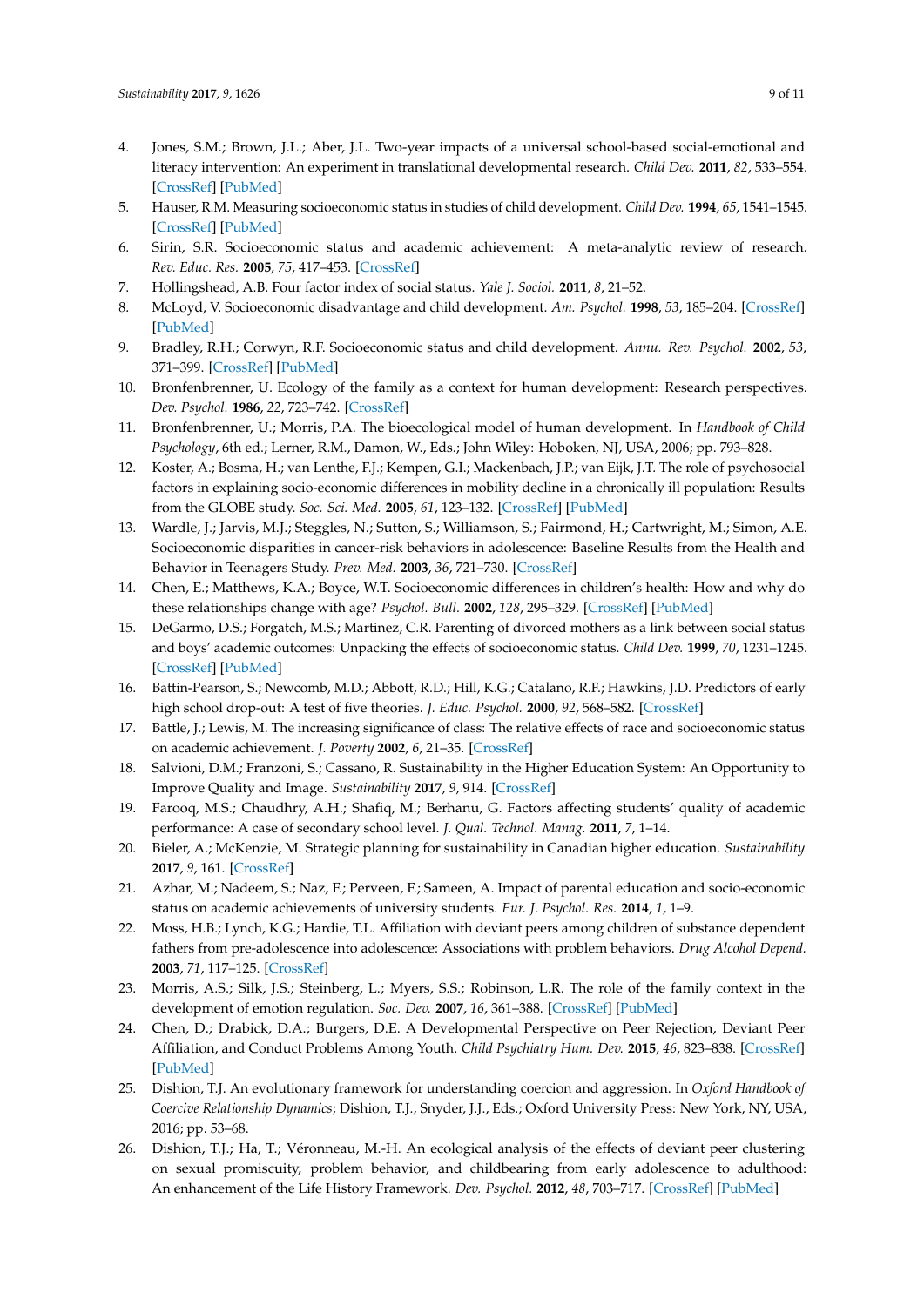4. Jones, S.M.; Brown, J.L.; Aber, J.L. Two-year impacts of a universal school-based social-emotional and literacy intervention: An experiment in translational developmental research. *Child Dev.* **2011**, *82*, 533–554. [CrossRef] [PubMed]
5. Hauser, R.M. Measuring socioeconomic status in studies of child development. *Child Dev.* **1994**, *65*, 1541–1545. [CrossRef] [PubMed]
6. Sirin, S.R. Socioeconomic status and academic achievement: A meta-analytic review of research. *Rev. Educ. Res.* **2005**, *75*, 417–453. [CrossRef]
7. Hollingshead, A.B. Four factor index of social status. *Yale J. Sociol.* **2011**, *8*, 21–52.
8. McLoyd, V. Socioeconomic disadvantage and child development. *Am. Psychol.* **1998**, *53*, 185–204. [CrossRef] [PubMed]
9. Bradley, R.H.; Corwyn, R.F. Socioeconomic status and child development. *Annu. Rev. Psychol.* **2002**, *53*, 371–399. [CrossRef] [PubMed]
10. Bronfenbrenner, U. Ecology of the family as a context for human development: Research perspectives. *Dev. Psychol.* **1986**, *22*, 723–742. [CrossRef]
11. Bronfenbrenner, U.; Morris, P.A. The bioecological model of human development. In *Handbook of Child Psychology*, 6th ed.; Lerner, R.M., Damon, W., Eds.; John Wiley: Hoboken, NJ, USA, 2006; pp. 793–828.
12. Koster, A.; Bosma, H.; van Lenthe, F.J.; Kempen, G.I.; Mackenbach, J.P.; van Eijk, J.T. The role of psychosocial factors in explaining socio-economic differences in mobility decline in a chronically ill population: Results from the GLOBE study. *Soc. Sci. Med.* **2005**, *61*, 123–132. [CrossRef] [PubMed]
13. Wardle, J.; Jarvis, M.J.; Steggles, N.; Sutton, S.; Williamson, S.; Fairmond, H.; Cartwright, M.; Simon, A.E. Socioeconomic disparities in cancer-risk behaviors in adolescence: Baseline Results from the Health and Behavior in Teenagers Study. *Prev. Med.* **2003**, *36*, 721–730. [CrossRef]
14. Chen, E.; Matthews, K.A.; Boyce, W.T. Socioeconomic differences in children's health: How and why do these relationships change with age? *Psychol. Bull.* **2002**, *128*, 295–329. [CrossRef] [PubMed]
15. DeGarmo, D.S.; Forgatch, M.S.; Martinez, C.R. Parenting of divorced mothers as a link between social status and boys' academic outcomes: Unpacking the effects of socioeconomic status. *Child Dev.* **1999**, *70*, 1231–1245. [CrossRef] [PubMed]
16. Battin-Pearson, S.; Newcomb, M.D.; Abbott, R.D.; Hill, K.G.; Catalano, R.F.; Hawkins, J.D. Predictors of early high school drop-out: A test of five theories. *J. Educ. Psychol.* **2000**, *92*, 568–582. [CrossRef]
17. Battle, J.; Lewis, M. The increasing significance of class: The relative effects of race and socioeconomic status on academic achievement. *J. Poverty* **2002**, *6*, 21–35. [CrossRef]
18. Salvioni, D.M.; Franzoni, S.; Cassano, R. Sustainability in the Higher Education System: An Opportunity to Improve Quality and Image. *Sustainability* **2017**, *9*, 914. [CrossRef]
19. Farooq, M.S.; Chaudhry, A.H.; Shafiq, M.; Berhanu, G. Factors affecting students' quality of academic performance: A case of secondary school level. *J. Qual. Technol. Manag.* **2011**, *7*, 1–14.
20. Bieler, A.; McKenzie, M. Strategic planning for sustainability in Canadian higher education. *Sustainability* **2017**, *9*, 161. [CrossRef]
21. Azhar, M.; Nadeem, S.; Naz, F.; Perveen, F.; Sameen, A. Impact of parental education and socio-economic status on academic achievements of university students. *Eur. J. Psychol. Res.* **2014**, *1*, 1–9.
22. Moss, H.B.; Lynch, K.G.; Hardie, T.L. Affiliation with deviant peers among children of substance dependent fathers from pre-adolescence into adolescence: Associations with problem behaviors. *Drug Alcohol Depend.* **2003**, *71*, 117–125. [CrossRef]
23. Morris, A.S.; Silk, J.S.; Steinberg, L.; Myers, S.S.; Robinson, L.R. The role of the family context in the development of emotion regulation. *Soc. Dev.* **2007**, *16*, 361–388. [CrossRef] [PubMed]
24. Chen, D.; Drabick, D.A.; Burgers, D.E. A Developmental Perspective on Peer Rejection, Deviant Peer Affiliation, and Conduct Problems Among Youth. *Child Psychiatry Hum. Dev.* **2015**, *46*, 823–838. [CrossRef] [PubMed]
25. Dishion, T.J. An evolutionary framework for understanding coercion and aggression. In *Oxford Handbook of Coercive Relationship Dynamics*; Dishion, T.J., Snyder, J.J., Eds.; Oxford University Press: New York, NY, USA, 2016; pp. 53–68.
26. Dishion, T.J.; Ha, T.; Véronneau, M.-H. An ecological analysis of the effects of deviant peer clustering on sexual promiscuity, problem behavior, and childbearing from early adolescence to adulthood: An enhancement of the Life History Framework. *Dev. Psychol.* **2012**, *48*, 703–717. [CrossRef] [PubMed]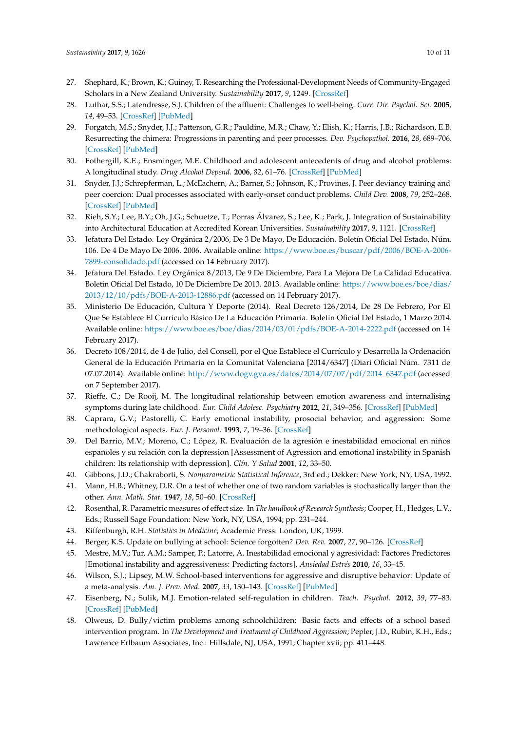27. Shephard, K.; Brown, K.; Guiney, T. Researching the Professional-Development Needs of Community-Engaged Scholars in a New Zealand University. *Sustainability* **2017**, *9*, 1249. [CrossRef]
28. Luthar, S.S.; Latendresse, S.J. Children of the affluent: Challenges to well-being. *Curr. Dir. Psychol. Sci.* **2005**, *14*, 49–53. [CrossRef] [PubMed]
29. Forgatch, M.S.; Snyder, J.J.; Patterson, G.R.; Pauldine, M.R.; Chaw, Y.; Elish, K.; Harris, J.B.; Richardson, E.B. Resurrecting the chimera: Progressions in parenting and peer processes. *Dev. Psychopathol.* **2016**, *28*, 689–706. [CrossRef] [PubMed]
30. Fothergill, K.E.; Ensminger, M.E. Childhood and adolescent antecedents of drug and alcohol problems: A longitudinal study. *Drug Alcohol Depend.* **2006**, *82*, 61–76. [CrossRef] [PubMed]
31. Snyder, J.J.; Schrepferman, L.; McEachern, A.; Barner, S.; Johnson, K.; Provines, J. Peer deviancy training and peer coercion: Dual processes associated with early-onset conduct problems. *Child Dev.* **2008**, *79*, 252–268. [CrossRef] [PubMed]
32. Rieh, S.Y.; Lee, B.Y.; Oh, J.G.; Schuetze, T.; Porras Álvarez, S.; Lee, K.; Park, J. Integration of Sustainability into Architectural Education at Accredited Korean Universities. *Sustainability* **2017**, *9*, 1121. [CrossRef]
33. Jefatura Del Estado. Ley Orgánica 2/2006, De 3 De Mayo, De Educación. Boletín Oficial Del Estado, Núm. 106. De 4 De Mayo De 2006. 2006. Available online: https://www.boe.es/buscar/pdf/2006/BOE-A-2006-7899-consolidado.pdf (accessed on 14 February 2017).
34. Jefatura Del Estado. Ley Orgánica 8/2013, De 9 De Diciembre, Para La Mejora De La Calidad Educativa. Boletín Oficial Del Estado, 10 De Diciembre De 2013. 2013. Available online: https://www.boe.es/boe/dias/2013/12/10/pdfs/BOE-A-2013-12886.pdf (accessed on 14 February 2017).
35. Ministerio De Educación, Cultura Y Deporte (2014). Real Decreto 126/2014, De 28 De Febrero, Por El Que Se Establece El Currículo Básico De La Educación Primaria. Boletín Oficial Del Estado, 1 Marzo 2014. Available online: https://www.boe.es/boe/dias/2014/03/01/pdfs/BOE-A-2014-2222.pdf (accessed on 14 February 2017).
36. Decreto 108/2014, de 4 de Julio, del Consell, por el Que Establece el Currículo y Desarrolla la Ordenación General de la Educación Primaria en la Comunitat Valenciana [2014/6347] (Diari Oficial Núm. 7311 de 07.07.2014). Available online: http://www.dogv.gva.es/datos/2014/07/07/pdf/2014_6347.pdf (accessed on 7 September 2017).
37. Rieffe, C.; De Rooij, M. The longitudinal relationship between emotion awareness and internalising symptoms during late childhood. *Eur. Child Adolesc. Psychiatry* **2012**, *21*, 349–356. [CrossRef] [PubMed]
38. Caprara, G.V.; Pastorelli, C. Early emotional instability, prosocial behavior, and aggression: Some methodological aspects. *Eur. J. Personal.* **1993**, *7*, 19–36. [CrossRef]
39. Del Barrio, M.V.; Moreno, C.; López, R. Evaluación de la agresión e inestabilidad emocional en niños españoles y su relación con la depression [Assessment of Agression and emotional instability in Spanish children: Its relationship with depression]. *Clín. Y Salud* **2001**, *12*, 33–50.
40. Gibbons, J.D.; Chakraborti, S. *Nonparametric Statistical Inference*, 3rd ed.; Dekker: New York, NY, USA, 1992.
41. Mann, H.B.; Whitney, D.R. On a test of whether one of two random variables is stochastically larger than the other. *Ann. Math. Stat.* **1947**, *18*, 50–60. [CrossRef]
42. Rosenthal, R. Parametric measures of effect size. In *The handbook of Research Synthesis*; Cooper, H., Hedges, L.V., Eds.; Russell Sage Foundation: New York, NY, USA, 1994; pp. 231–244.
43. Riffenburgh, R.H. *Statistics in Medicine*; Academic Press: London, UK, 1999.
44. Berger, K.S. Update on bullying at school: Science forgotten? *Dev. Rev.* **2007**, *27*, 90–126. [CrossRef]
45. Mestre, M.V.; Tur, A.M.; Samper, P.; Latorre, A. Inestabilidad emocional y agresividad: Factores Predictores [Emotional instability and aggressiveness: Predicting factors]. *Ansiedad Estrés* **2010**, *16*, 33–45.
46. Wilson, S.J.; Lipsey, M.W. School-based interventions for aggressive and disruptive behavior: Update of a meta-analysis. *Am. J. Prev. Med.* **2007**, *33*, 130–143. [CrossRef] [PubMed]
47. Eisenberg, N.; Sulik, M.J. Emotion-related self-regulation in children. *Teach. Psychol.* **2012**, *39*, 77–83. [CrossRef] [PubMed]
48. Olweus, D. Bully/victim problems among schoolchildren: Basic facts and effects of a school based intervention program. In *The Development and Treatment of Childhood Aggression*; Pepler, J.D., Rubin, K.H., Eds.; Lawrence Erlbaum Associates, Inc.: Hillsdale, NJ, USA, 1991; Chapter xvii; pp. 411–448.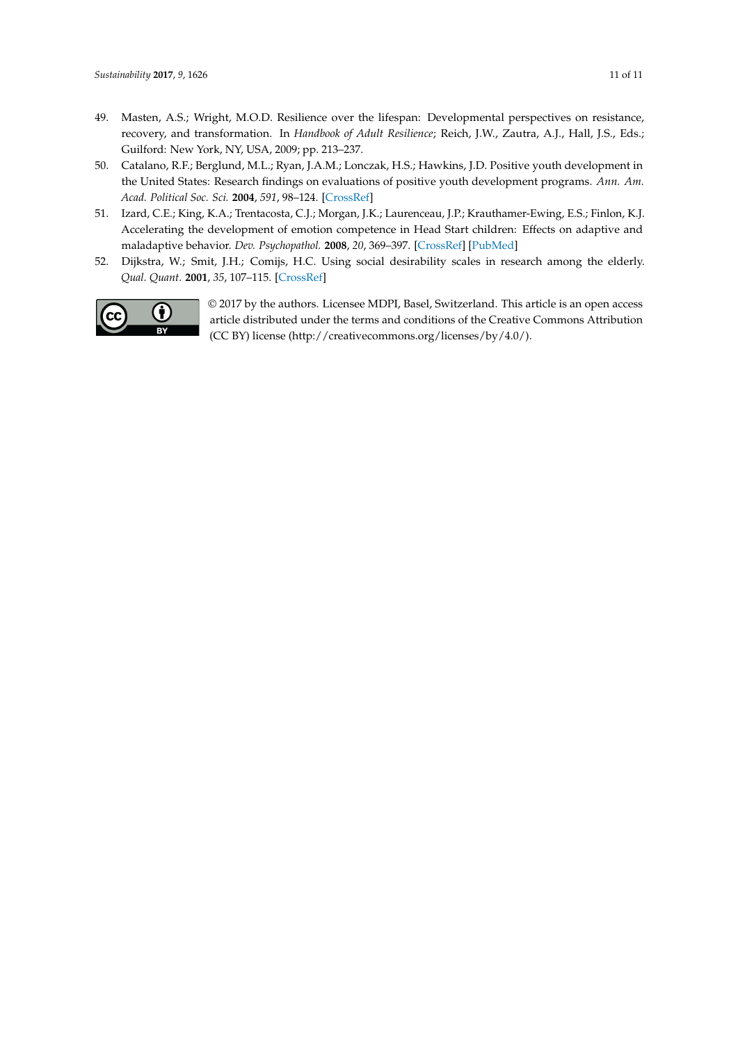49. Masten, A.S.; Wright, M.O.D. Resilience over the lifespan: Developmental perspectives on resistance, recovery, and transformation. In *Handbook of Adult Resilience*; Reich, J.W., Zautra, A.J., Hall, J.S., Eds.; Guilford: New York, NY, USA, 2009; pp. 213–237.
50. Catalano, R.F.; Berglund, M.L.; Ryan, J.A.M.; Lonczak, H.S.; Hawkins, J.D. Positive youth development in the United States: Research findings on evaluations of positive youth development programs. *Ann. Am. Acad. Political Soc. Sci.* **2004**, *591*, 98–124. [CrossRef]
51. Izard, C.E.; King, K.A.; Trentacosta, C.J.; Morgan, J.K.; Laurenceau, J.P.; Krauthamer-Ewing, E.S.; Finlon, K.J. Accelerating the development of emotion competence in Head Start children: Effects on adaptive and maladaptive behavior. *Dev. Psychopathol.* **2008**, *20*, 369–397. [CrossRef] [PubMed]
52. Dijkstra, W.; Smit, J.H.; Comijs, H.C. Using social desirability scales in research among the elderly. *Qual. Quant.* **2001**, *35*, 107–115. [CrossRef]

© 2017 by the authors. Licensee MDPI, Basel, Switzerland. This article is an open access article distributed under the terms and conditions of the Creative Commons Attribution (CC BY) license (http://creativecommons.org/licenses/by/4.0/).